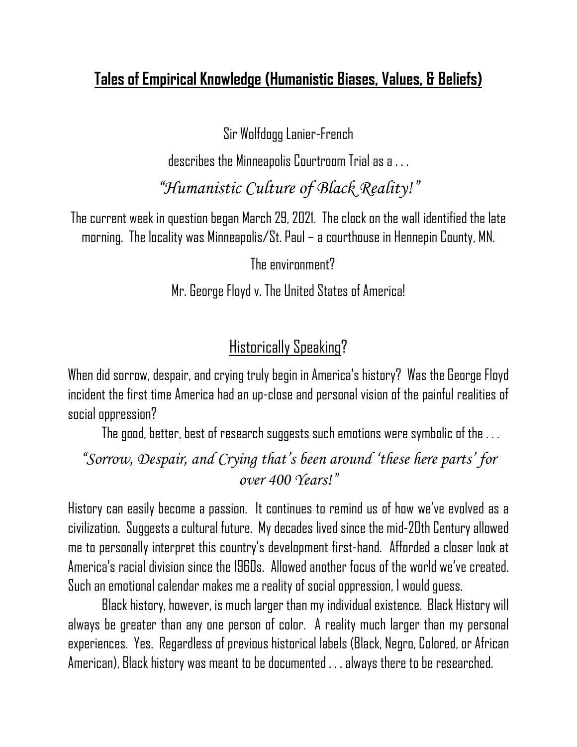# Tales of Empirical Knowledge (Humanistic Biases, Values, & Beliefs)

Sir Wolfdogg Lanier-French

describes the Minneapolis Courtroom Trial as a . . .

*"Humanistic Culture of Black Reality!"*

The current week in question began March 29, 2021. The clock on the wall identified the late morning. The locality was Minneapolis/St. Paul – a courthouse in Hennepin County, MN.

The environment?

Mr. George Floyd v. The United States of America!

## Historically Speaking?

When did sorrow, despair, and crying truly begin in America's history? Was the George Floyd incident the first time America had an up-close and personal vision of the painful realities of social oppression?

The good, better, best of research suggests such emotions were symbolic of the . . .

*"Sorrow, Despair, and Crying that's been around 'these here parts' for over 400 Years!"*

History can easily become a passion. It continues to remind us of how we've evolved as a civilization. Suggests a cultural future. My decades lived since the mid-20th Century allowed me to personally interpret this country's development first-hand. Afforded a closer look at America's racial division since the 1960s. Allowed another focus of the world we've created. Such an emotional calendar makes me a reality of social oppression, I would guess.

Black history, however, is much larger than my individual existence. Black History will always be greater than any one person of color. A reality much larger than my personal experiences. Yes. Regardless of previous historical labels (Black, Negro, Colored, or African American), Black history was meant to be documented . . . always there to be researched.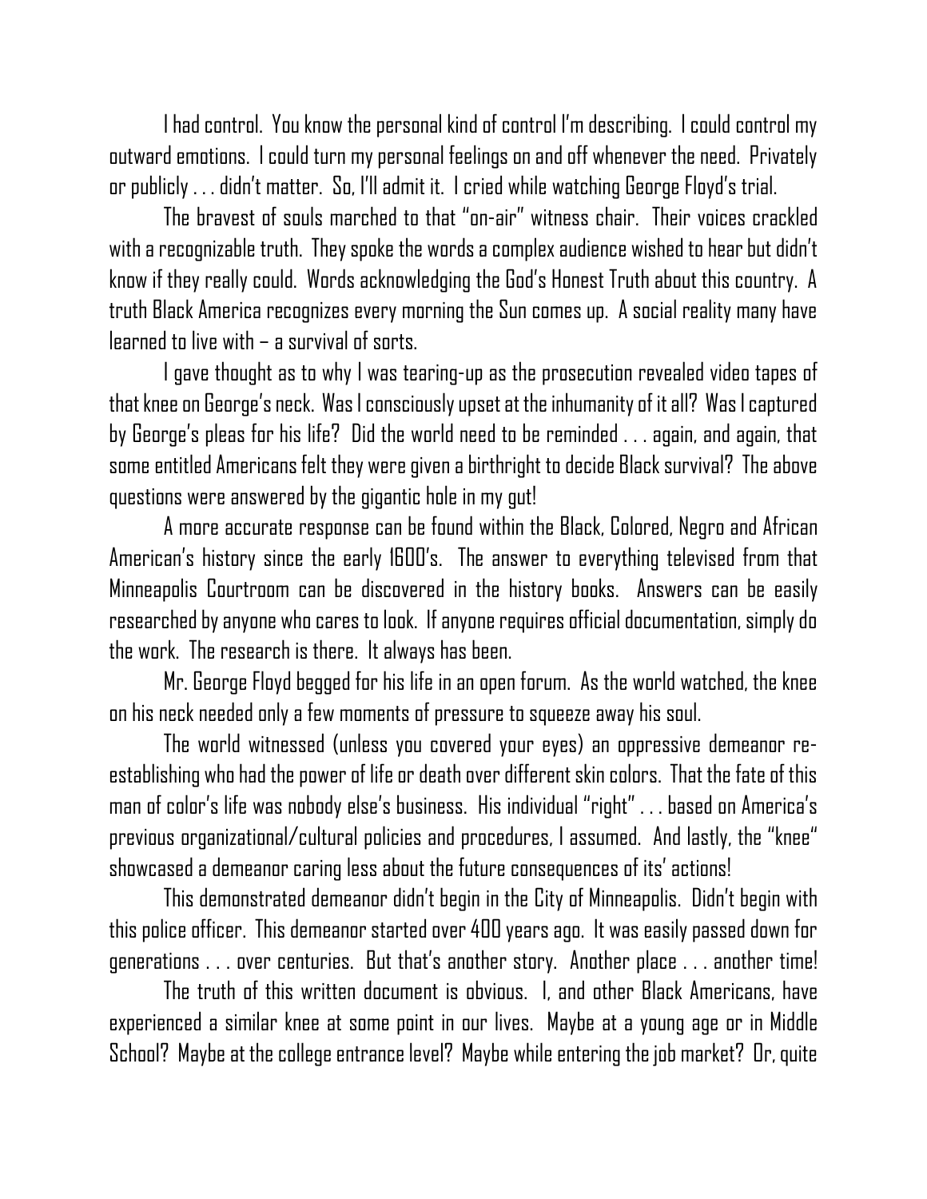I had control. You know the personal kind of control I'm describing. I could control my outward emotions. I could turn my personal feelings on and off whenever the need. Privately or publicly . . . didn't matter. So, I'll admit it. I cried while watching George Floyd's trial.

The bravest of souls marched to that "on-air" witness chair. Their voices crackled with a recognizable truth. They spoke the words a complex audience wished to hear but didn't know if they really could. Words acknowledging the God's Honest Truth about this country. A truth Black America recognizes every morning the Sun comes up. A social reality many have learned to live with – a survival of sorts.

I gave thought as to why I was tearing-up as the prosecution revealed video tapes of that knee on George's neck. Was I consciously upset at the inhumanity of it all? Was I captured by George's pleas for his life? Did the world need to be reminded . . . again, and again, that some entitled Americans felt they were given a birthright to decide Black survival? The above questions were answered by the gigantic hole in my gut!

A more accurate response can be found within the Black, Colored, Negro and African American's history since the early 1600's. The answer to everything televised from that Minneapolis Courtroom can be discovered in the history books. Answers can be easily researched by anyone who cares to look. If anyone requires official documentation, simply do the work. The research is there. It always has been.

Mr. George Floyd begged for his life in an open forum. As the world watched, the knee on his neck needed only a few moments of pressure to squeeze away his soul.

The world witnessed (unless you covered your eyes) an oppressive demeanor re-establishing who had the power of life or death over different skin colors. That the fate of this man of color's life was nobody else's business. His individual "right" . . . based on America's previous organizational/cultural policies and procedures, I assumed. And lastly, the "knee" showcased a demeanor caring less about the future consequences of its' actions!

This demonstrated demeanor didn't begin in the City of Minneapolis. Didn't begin with this police officer. This demeanor started over 400 years ago. It was easily passed down for generations . . . over centuries. But that's another story. Another place . . . another time!

The truth of this written document is obvious. I, and other Black Americans, have experienced a similar knee at some point in our lives. Maybe at a young age or in Middle School? Maybe at the college entrance level? Maybe while entering the job market? Or, quite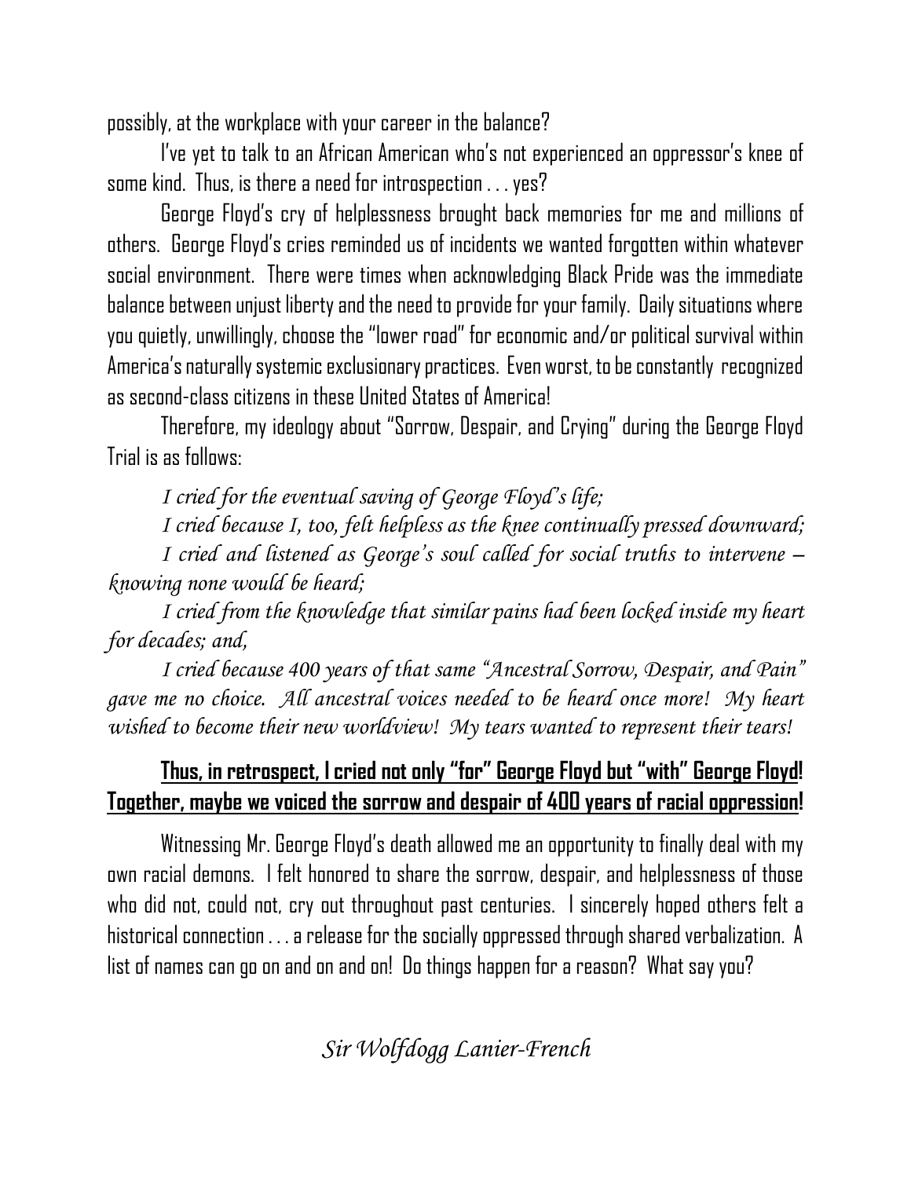possibly, at the workplace with your career in the balance?

I've yet to talk to an African American who's not experienced an oppressor's knee of some kind. Thus, is there a need for introspection . . . yes?

George Floyd's cry of helplessness brought back memories for me and millions of others. George Floyd's cries reminded us of incidents we wanted forgotten within whatever social environment. There were times when acknowledging Black Pride was the immediate balance between unjust liberty and the need to provide for your family. Daily situations where you quietly, unwillingly, choose the "lower road" for economic and/or political survival within America's naturally systemic exclusionary practices. Even worst, to be constantly recognized as second-class citizens in these United States of America!

Therefore, my ideology about "Sorrow, Despair, and Crying" during the George Floyd Trial is as follows:

*I cried for the eventual saving of George Floyd's life;*

*I cried because I, too, felt helpless as the knee continually pressed downward;*

*I cried and listened as George's soul called for social truths to intervene – knowing none would be heard;*

*I cried from the knowledge that similar pains had been locked inside my heart for decades; and,*

*I cried because 400 years of that same "Ancestral Sorrow, Despair, and Pain" gave me no choice. All ancestral voices needed to be heard once more! My heart wished to become their new worldview! My tears wanted to represent their tears!*

**Thus, in retrospect, I cried not only "for" George Floyd but "with" George Floyd! Together, maybe we voiced the sorrow and despair of 400 years of racial oppression!**

Witnessing Mr. George Floyd's death allowed me an opportunity to finally deal with my own racial demons. I felt honored to share the sorrow, despair, and helplessness of those who did not, could not, cry out throughout past centuries. I sincerely hoped others felt a historical connection . . . a release for the socially oppressed through shared verbalization. A list of names can go on and on and on! Do things happen for a reason? What say you?

*Sir Wolfdogg Lanier-French*